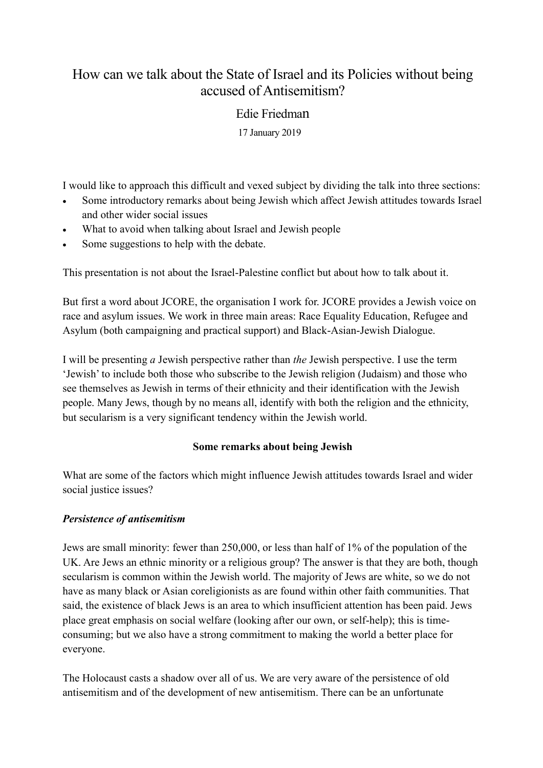# How can we talk about the State of Israel and its Policies without being accused of Antisemitism?

Edie Friedman

17 January 2019

I would like to approach this difficult and vexed subject by dividing the talk into three sections:

- Some introductory remarks about being Jewish which affect Jewish attitudes towards Israel and other wider social issues
- What to avoid when talking about Israel and Jewish people
- Some suggestions to help with the debate.

This presentation is not about the Israel-Palestine conflict but about how to talk about it.

But first a word about JCORE, the organisation I work for. JCORE provides a Jewish voice on race and asylum issues. We work in three main areas: Race Equality Education, Refugee and Asylum (both campaigning and practical support) and Black-Asian-Jewish Dialogue.

I will be presenting *a* Jewish perspective rather than *the* Jewish perspective. I use the term 'Jewish' to include both those who subscribe to the Jewish religion (Judaism) and those who see themselves as Jewish in terms of their ethnicity and their identification with the Jewish people. Many Jews, though by no means all, identify with both the religion and the ethnicity, but secularism is a very significant tendency within the Jewish world.

**Some remarks about being Jewish**

What are some of the factors which might influence Jewish attitudes towards Israel and wider social justice issues?

***Persistence of antisemitism***

Jews are small minority: fewer than 250,000, or less than half of 1% of the population of the UK. Are Jews an ethnic minority or a religious group? The answer is that they are both, though secularism is common within the Jewish world. The majority of Jews are white, so we do not have as many black or Asian coreligionists as are found within other faith communities. That said, the existence of black Jews is an area to which insufficient attention has been paid. Jews place great emphasis on social welfare (looking after our own, or self-help); this is time-consuming; but we also have a strong commitment to making the world a better place for everyone.

The Holocaust casts a shadow over all of us. We are very aware of the persistence of old antisemitism and of the development of new antisemitism. There can be an unfortunate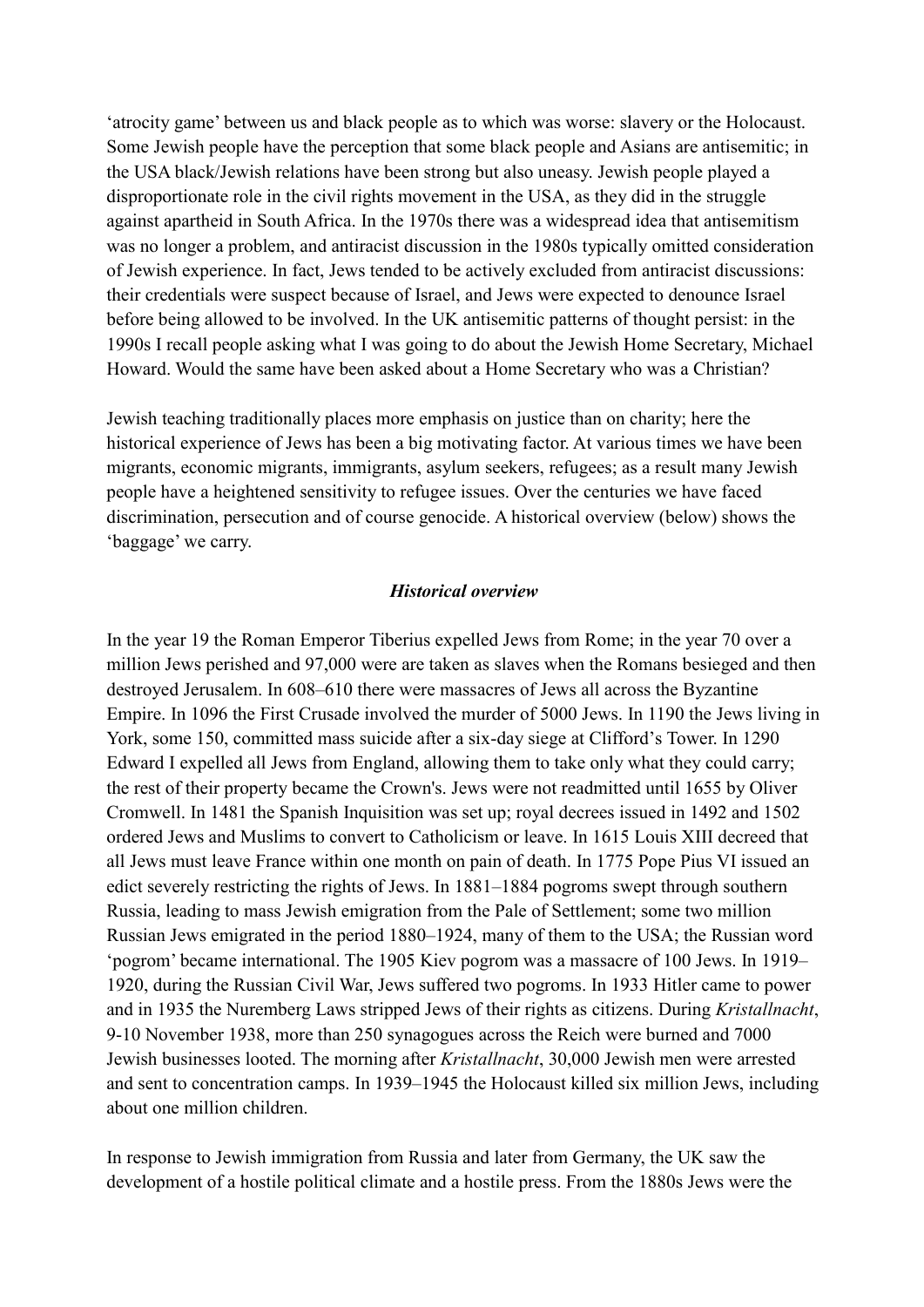'atrocity game' between us and black people as to which was worse: slavery or the Holocaust. Some Jewish people have the perception that some black people and Asians are antisemitic; in the USA black/Jewish relations have been strong but also uneasy. Jewish people played a disproportionate role in the civil rights movement in the USA, as they did in the struggle against apartheid in South Africa. In the 1970s there was a widespread idea that antisemitism was no longer a problem, and antiracist discussion in the 1980s typically omitted consideration of Jewish experience. In fact, Jews tended to be actively excluded from antiracist discussions: their credentials were suspect because of Israel, and Jews were expected to denounce Israel before being allowed to be involved. In the UK antisemitic patterns of thought persist: in the 1990s I recall people asking what I was going to do about the Jewish Home Secretary, Michael Howard. Would the same have been asked about a Home Secretary who was a Christian?

Jewish teaching traditionally places more emphasis on justice than on charity; here the historical experience of Jews has been a big motivating factor. At various times we have been migrants, economic migrants, immigrants, asylum seekers, refugees; as a result many Jewish people have a heightened sensitivity to refugee issues. Over the centuries we have faced discrimination, persecution and of course genocide. A historical overview (below) shows the 'baggage' we carry.

### *Historical overview*

In the year 19 the Roman Emperor Tiberius expelled Jews from Rome; in the year 70 over a million Jews perished and 97,000 were are taken as slaves when the Romans besieged and then destroyed Jerusalem. In 608–610 there were massacres of Jews all across the Byzantine Empire. In 1096 the First Crusade involved the murder of 5000 Jews. In 1190 the Jews living in York, some 150, committed mass suicide after a six-day siege at Clifford's Tower. In 1290 Edward I expelled all Jews from England, allowing them to take only what they could carry; the rest of their property became the Crown's. Jews were not readmitted until 1655 by Oliver Cromwell. In 1481 the Spanish Inquisition was set up; royal decrees issued in 1492 and 1502 ordered Jews and Muslims to convert to Catholicism or leave. In 1615 Louis XIII decreed that all Jews must leave France within one month on pain of death. In 1775 Pope Pius VI issued an edict severely restricting the rights of Jews. In 1881–1884 pogroms swept through southern Russia, leading to mass Jewish emigration from the Pale of Settlement; some two million Russian Jews emigrated in the period 1880–1924, many of them to the USA; the Russian word 'pogrom' became international. The 1905 Kiev pogrom was a massacre of 100 Jews. In 1919–1920, during the Russian Civil War, Jews suffered two pogroms. In 1933 Hitler came to power and in 1935 the Nuremberg Laws stripped Jews of their rights as citizens. During *Kristallnacht*, 9-10 November 1938, more than 250 synagogues across the Reich were burned and 7000 Jewish businesses looted. The morning after *Kristallnacht*, 30,000 Jewish men were arrested and sent to concentration camps. In 1939–1945 the Holocaust killed six million Jews, including about one million children.

In response to Jewish immigration from Russia and later from Germany, the UK saw the development of a hostile political climate and a hostile press. From the 1880s Jews were the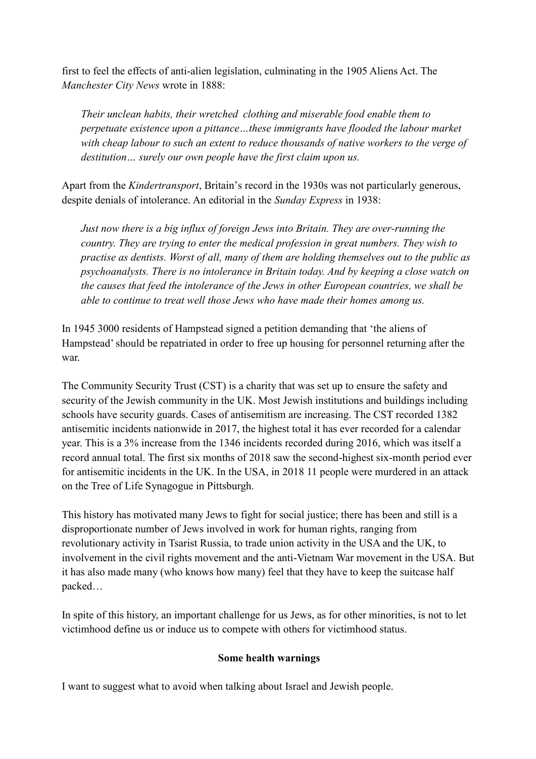first to feel the effects of anti-alien legislation, culminating in the 1905 Aliens Act. The *Manchester City News* wrote in 1888:

> *Their unclean habits, their wretched clothing and miserable food enable them to perpetuate existence upon a pittance…these immigrants have flooded the labour market with cheap labour to such an extent to reduce thousands of native workers to the verge of destitution… surely our own people have the first claim upon us.*

Apart from the *Kindertransport*, Britain's record in the 1930s was not particularly generous, despite denials of intolerance. An editorial in the *Sunday Express* in 1938:

> *Just now there is a big influx of foreign Jews into Britain. They are over-running the country. They are trying to enter the medical profession in great numbers. They wish to practise as dentists. Worst of all, many of them are holding themselves out to the public as psychoanalysts. There is no intolerance in Britain today. And by keeping a close watch on the causes that feed the intolerance of the Jews in other European countries, we shall be able to continue to treat well those Jews who have made their homes among us.*

In 1945 3000 residents of Hampstead signed a petition demanding that 'the aliens of Hampstead' should be repatriated in order to free up housing for personnel returning after the war.

The Community Security Trust (CST) is a charity that was set up to ensure the safety and security of the Jewish community in the UK. Most Jewish institutions and buildings including schools have security guards. Cases of antisemitism are increasing. The CST recorded 1382 antisemitic incidents nationwide in 2017, the highest total it has ever recorded for a calendar year. This is a 3% increase from the 1346 incidents recorded during 2016, which was itself a record annual total. The first six months of 2018 saw the second-highest six-month period ever for antisemitic incidents in the UK. In the USA, in 2018 11 people were murdered in an attack on the Tree of Life Synagogue in Pittsburgh.

This history has motivated many Jews to fight for social justice; there has been and still is a disproportionate number of Jews involved in work for human rights, ranging from revolutionary activity in Tsarist Russia, to trade union activity in the USA and the UK, to involvement in the civil rights movement and the anti-Vietnam War movement in the USA. But it has also made many (who knows how many) feel that they have to keep the suitcase half packed…

In spite of this history, an important challenge for us Jews, as for other minorities, is not to let victimhood define us or induce us to compete with others for victimhood status.

**Some health warnings**

I want to suggest what to avoid when talking about Israel and Jewish people.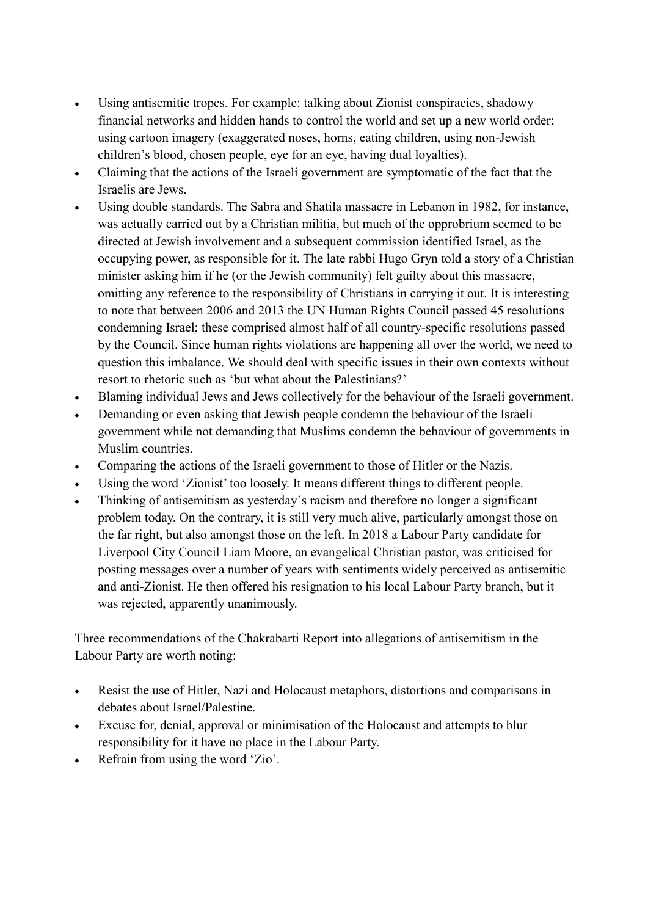- Using antisemitic tropes. For example: talking about Zionist conspiracies, shadowy financial networks and hidden hands to control the world and set up a new world order; using cartoon imagery (exaggerated noses, horns, eating children, using non-Jewish children's blood, chosen people, eye for an eye, having dual loyalties).
- Claiming that the actions of the Israeli government are symptomatic of the fact that the Israelis are Jews.
- Using double standards. The Sabra and Shatila massacre in Lebanon in 1982, for instance, was actually carried out by a Christian militia, but much of the opprobrium seemed to be directed at Jewish involvement and a subsequent commission identified Israel, as the occupying power, as responsible for it. The late rabbi Hugo Gryn told a story of a Christian minister asking him if he (or the Jewish community) felt guilty about this massacre, omitting any reference to the responsibility of Christians in carrying it out. It is interesting to note that between 2006 and 2013 the UN Human Rights Council passed 45 resolutions condemning Israel; these comprised almost half of all country-specific resolutions passed by the Council. Since human rights violations are happening all over the world, we need to question this imbalance. We should deal with specific issues in their own contexts without resort to rhetoric such as 'but what about the Palestinians?'
- Blaming individual Jews and Jews collectively for the behaviour of the Israeli government.
- Demanding or even asking that Jewish people condemn the behaviour of the Israeli government while not demanding that Muslims condemn the behaviour of governments in Muslim countries.
- Comparing the actions of the Israeli government to those of Hitler or the Nazis.
- Using the word 'Zionist' too loosely. It means different things to different people.
- Thinking of antisemitism as yesterday's racism and therefore no longer a significant problem today. On the contrary, it is still very much alive, particularly amongst those on the far right, but also amongst those on the left. In 2018 a Labour Party candidate for Liverpool City Council Liam Moore, an evangelical Christian pastor, was criticised for posting messages over a number of years with sentiments widely perceived as antisemitic and anti-Zionist. He then offered his resignation to his local Labour Party branch, but it was rejected, apparently unanimously.

Three recommendations of the Chakrabarti Report into allegations of antisemitism in the Labour Party are worth noting:

- Resist the use of Hitler, Nazi and Holocaust metaphors, distortions and comparisons in debates about Israel/Palestine.
- Excuse for, denial, approval or minimisation of the Holocaust and attempts to blur responsibility for it have no place in the Labour Party.
- Refrain from using the word 'Zio'.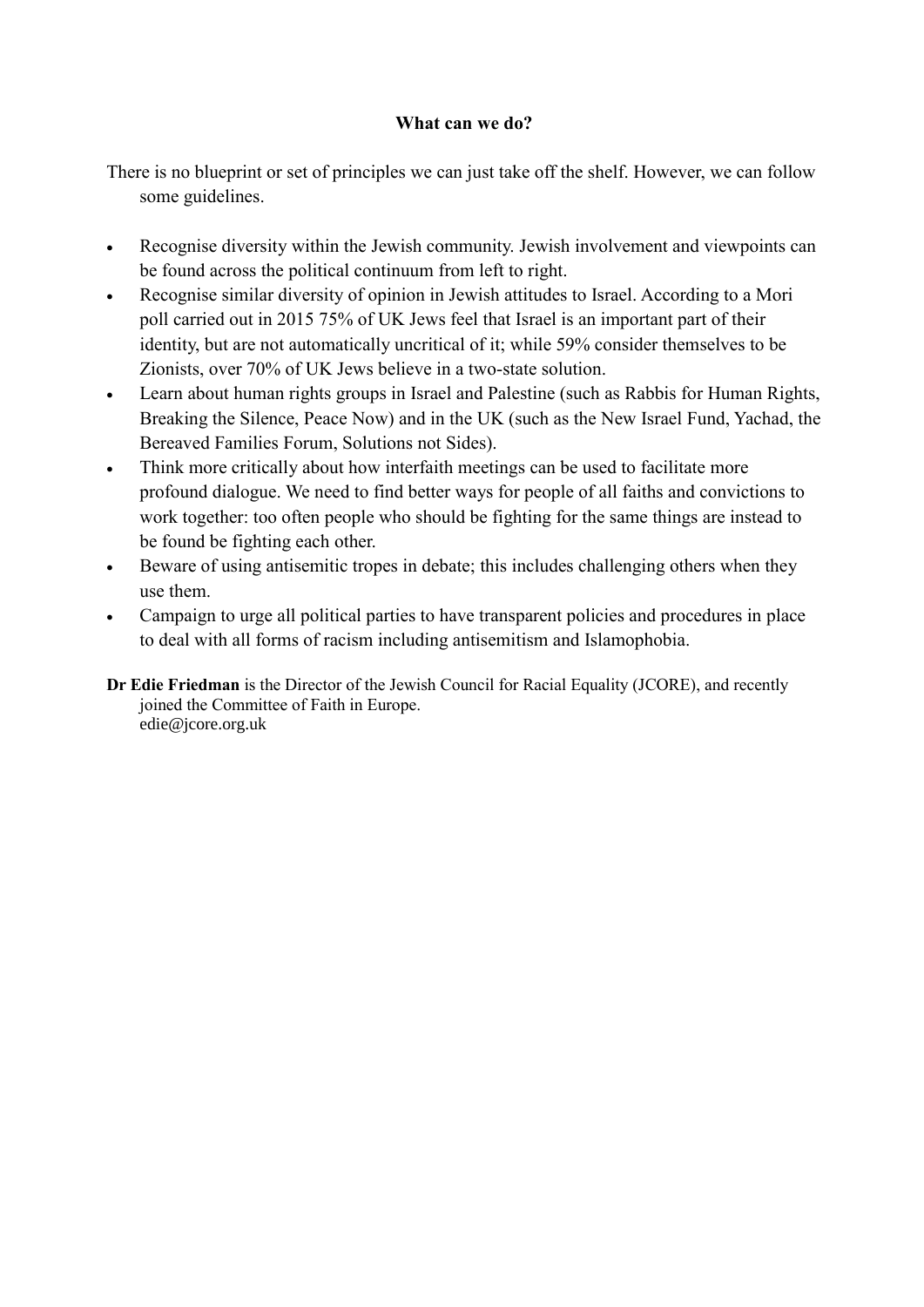### What can we do?

There is no blueprint or set of principles we can just take off the shelf. However, we can follow some guidelines.

- Recognise diversity within the Jewish community. Jewish involvement and viewpoints can be found across the political continuum from left to right.
- Recognise similar diversity of opinion in Jewish attitudes to Israel. According to a Mori poll carried out in 2015 75% of UK Jews feel that Israel is an important part of their identity, but are not automatically uncritical of it; while 59% consider themselves to be Zionists, over 70% of UK Jews believe in a two-state solution.
- Learn about human rights groups in Israel and Palestine (such as Rabbis for Human Rights, Breaking the Silence, Peace Now) and in the UK (such as the New Israel Fund, Yachad, the Bereaved Families Forum, Solutions not Sides).
- Think more critically about how interfaith meetings can be used to facilitate more profound dialogue. We need to find better ways for people of all faiths and convictions to work together: too often people who should be fighting for the same things are instead to be found be fighting each other.
- Beware of using antisemitic tropes in debate; this includes challenging others when they use them.
- Campaign to urge all political parties to have transparent policies and procedures in place to deal with all forms of racism including antisemitism and Islamophobia.

**Dr Edie Friedman** is the Director of the Jewish Council for Racial Equality (JCORE), and recently joined the Committee of Faith in Europe.
edie@jcore.org.uk